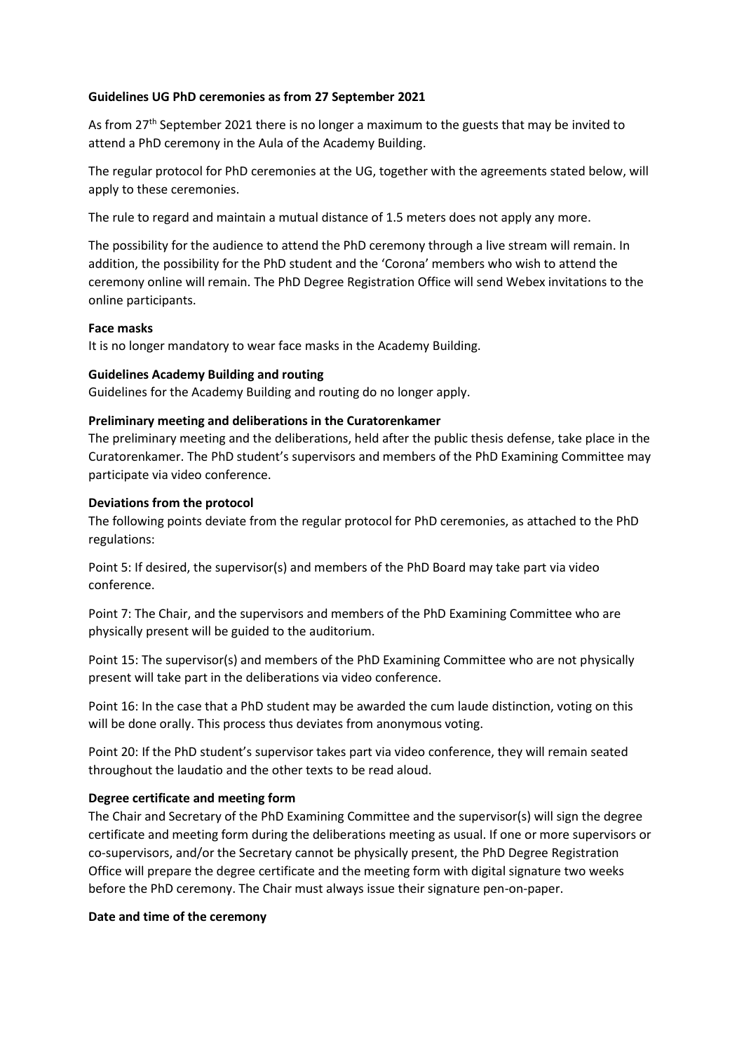**Guidelines UG PhD ceremonies as from 27 September 2021**

As from 27th September 2021 there is no longer a maximum to the guests that may be invited to attend a PhD ceremony in the Aula of the Academy Building.

The regular protocol for PhD ceremonies at the UG, together with the agreements stated below, will apply to these ceremonies.

The rule to regard and maintain a mutual distance of 1.5 meters does not apply any more.

The possibility for the audience to attend the PhD ceremony through a live stream will remain. In addition, the possibility for the PhD student and the 'Corona' members who wish to attend the ceremony online will remain. The PhD Degree Registration Office will send Webex invitations to the online participants.

**Face masks**
It is no longer mandatory to wear face masks in the Academy Building.

**Guidelines Academy Building and routing**
Guidelines for the Academy Building and routing do no longer apply.

**Preliminary meeting and deliberations in the Curatorenkamer**
The preliminary meeting and the deliberations, held after the public thesis defense, take place in the Curatorenkamer. The PhD student's supervisors and members of the PhD Examining Committee may participate via video conference.

**Deviations from the protocol**
The following points deviate from the regular protocol for PhD ceremonies, as attached to the PhD regulations:

Point 5: If desired, the supervisor(s) and members of the PhD Board may take part via video conference.

Point 7: The Chair, and the supervisors and members of the PhD Examining Committee who are physically present will be guided to the auditorium.

Point 15: The supervisor(s) and members of the PhD Examining Committee who are not physically present will take part in the deliberations via video conference.

Point 16: In the case that a PhD student may be awarded the cum laude distinction, voting on this will be done orally. This process thus deviates from anonymous voting.

Point 20: If the PhD student's supervisor takes part via video conference, they will remain seated throughout the laudatio and the other texts to be read aloud.

**Degree certificate and meeting form**
The Chair and Secretary of the PhD Examining Committee and the supervisor(s) will sign the degree certificate and meeting form during the deliberations meeting as usual. If one or more supervisors or co-supervisors, and/or the Secretary cannot be physically present, the PhD Degree Registration Office will prepare the degree certificate and the meeting form with digital signature two weeks before the PhD ceremony. The Chair must always issue their signature pen-on-paper.

**Date and time of the ceremony**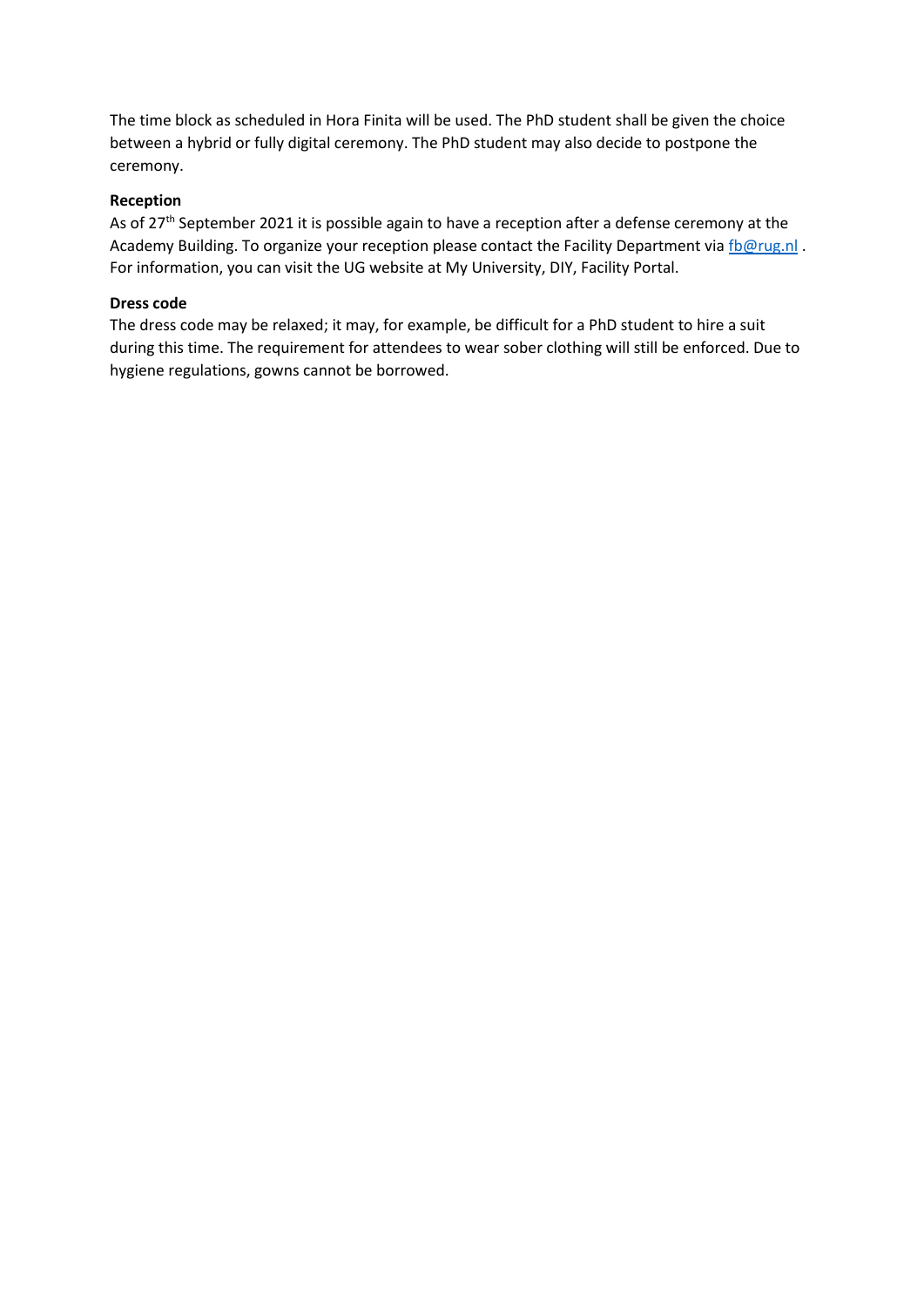The time block as scheduled in Hora Finita will be used. The PhD student shall be given the choice between a hybrid or fully digital ceremony. The PhD student may also decide to postpone the ceremony.

**Reception**

As of 27th September 2021 it is possible again to have a reception after a defense ceremony at the Academy Building. To organize your reception please contact the Facility Department via fb@rug.nl . For information, you can visit the UG website at My University, DIY, Facility Portal.

**Dress code**

The dress code may be relaxed; it may, for example, be difficult for a PhD student to hire a suit during this time. The requirement for attendees to wear sober clothing will still be enforced. Due to hygiene regulations, gowns cannot be borrowed.